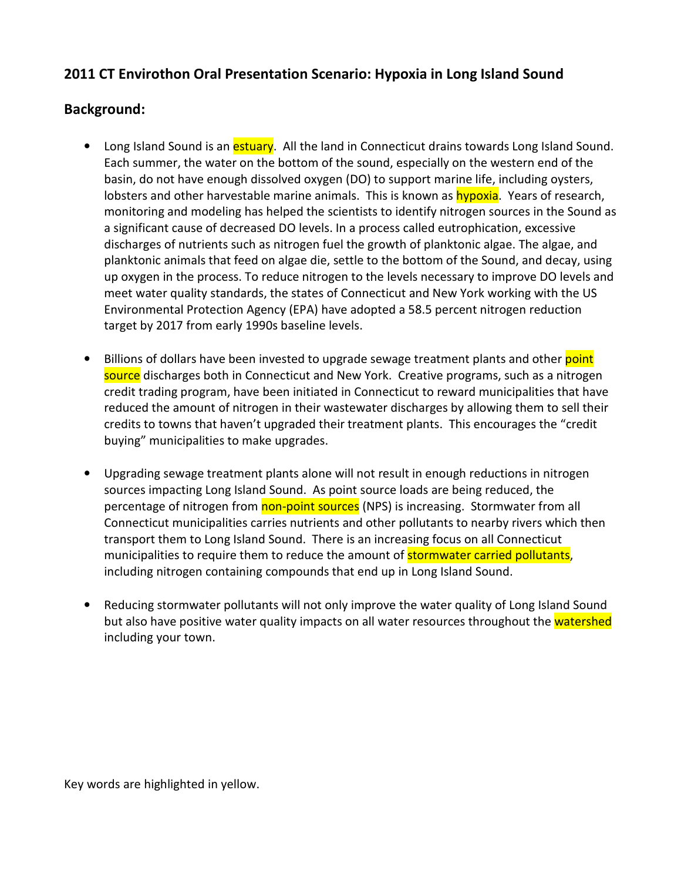## 2011 CT Envirothon Oral Presentation Scenario: Hypoxia in Long Island Sound

## Background:

- Long Island Sound is an estuary. All the land in Connecticut drains towards Long Island Sound. Each summer, the water on the bottom of the sound, especially on the western end of the basin, do not have enough dissolved oxygen (DO) to support marine life, including oysters, lobsters and other harvestable marine animals. This is known as hypoxia. Years of research, monitoring and modeling has helped the scientists to identify nitrogen sources in the Sound as a significant cause of decreased DO levels. In a process called eutrophication, excessive discharges of nutrients such as nitrogen fuel the growth of planktonic algae. The algae, and planktonic animals that feed on algae die, settle to the bottom of the Sound, and decay, using up oxygen in the process. To reduce nitrogen to the levels necessary to improve DO levels and meet water quality standards, the states of Connecticut and New York working with the US Environmental Protection Agency (EPA) have adopted a 58.5 percent nitrogen reduction target by 2017 from early 1990s baseline levels.

- Billions of dollars have been invested to upgrade sewage treatment plants and other point source discharges both in Connecticut and New York. Creative programs, such as a nitrogen credit trading program, have been initiated in Connecticut to reward municipalities that have reduced the amount of nitrogen in their wastewater discharges by allowing them to sell their credits to towns that haven't upgraded their treatment plants. This encourages the "credit buying" municipalities to make upgrades.

- Upgrading sewage treatment plants alone will not result in enough reductions in nitrogen sources impacting Long Island Sound. As point source loads are being reduced, the percentage of nitrogen from non-point sources (NPS) is increasing. Stormwater from all Connecticut municipalities carries nutrients and other pollutants to nearby rivers which then transport them to Long Island Sound. There is an increasing focus on all Connecticut municipalities to require them to reduce the amount of stormwater carried pollutants, including nitrogen containing compounds that end up in Long Island Sound.

- Reducing stormwater pollutants will not only improve the water quality of Long Island Sound but also have positive water quality impacts on all water resources throughout the watershed including your town.

Key words are highlighted in yellow.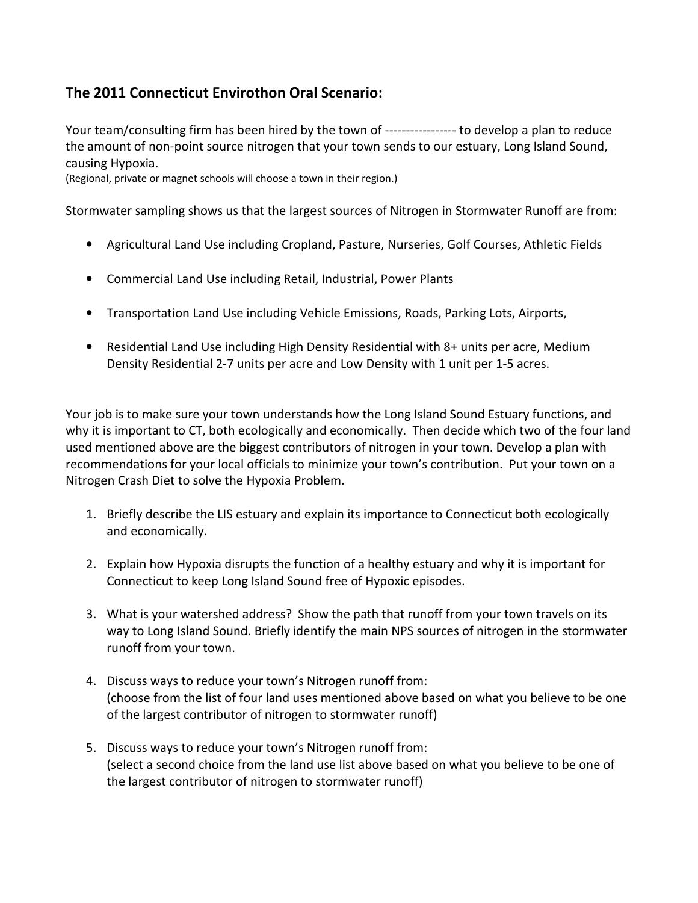## The 2011 Connecticut Envirothon Oral Scenario:

Your team/consulting firm has been hired by the town of ---------------- to develop a plan to reduce the amount of non-point source nitrogen that your town sends to our estuary, Long Island Sound, causing Hypoxia.
(Regional, private or magnet schools will choose a town in their region.)

Stormwater sampling shows us that the largest sources of Nitrogen in Stormwater Runoff are from:

- Agricultural Land Use including Cropland, Pasture, Nurseries, Golf Courses, Athletic Fields
- Commercial Land Use including Retail, Industrial, Power Plants
- Transportation Land Use including Vehicle Emissions, Roads, Parking Lots, Airports,
- Residential Land Use including High Density Residential with 8+ units per acre, Medium Density Residential 2-7 units per acre and Low Density with 1 unit per 1-5 acres.

Your job is to make sure your town understands how the Long Island Sound Estuary functions, and why it is important to CT, both ecologically and economically. Then decide which two of the four land used mentioned above are the biggest contributors of nitrogen in your town. Develop a plan with recommendations for your local officials to minimize your town's contribution. Put your town on a Nitrogen Crash Diet to solve the Hypoxia Problem.

1. Briefly describe the LIS estuary and explain its importance to Connecticut both ecologically and economically.
2. Explain how Hypoxia disrupts the function of a healthy estuary and why it is important for Connecticut to keep Long Island Sound free of Hypoxic episodes.
3. What is your watershed address? Show the path that runoff from your town travels on its way to Long Island Sound. Briefly identify the main NPS sources of nitrogen in the stormwater runoff from your town.
4. Discuss ways to reduce your town's Nitrogen runoff from:
   (choose from the list of four land uses mentioned above based on what you believe to be one of the largest contributor of nitrogen to stormwater runoff)
5. Discuss ways to reduce your town's Nitrogen runoff from:
   (select a second choice from the land use list above based on what you believe to be one of the largest contributor of nitrogen to stormwater runoff)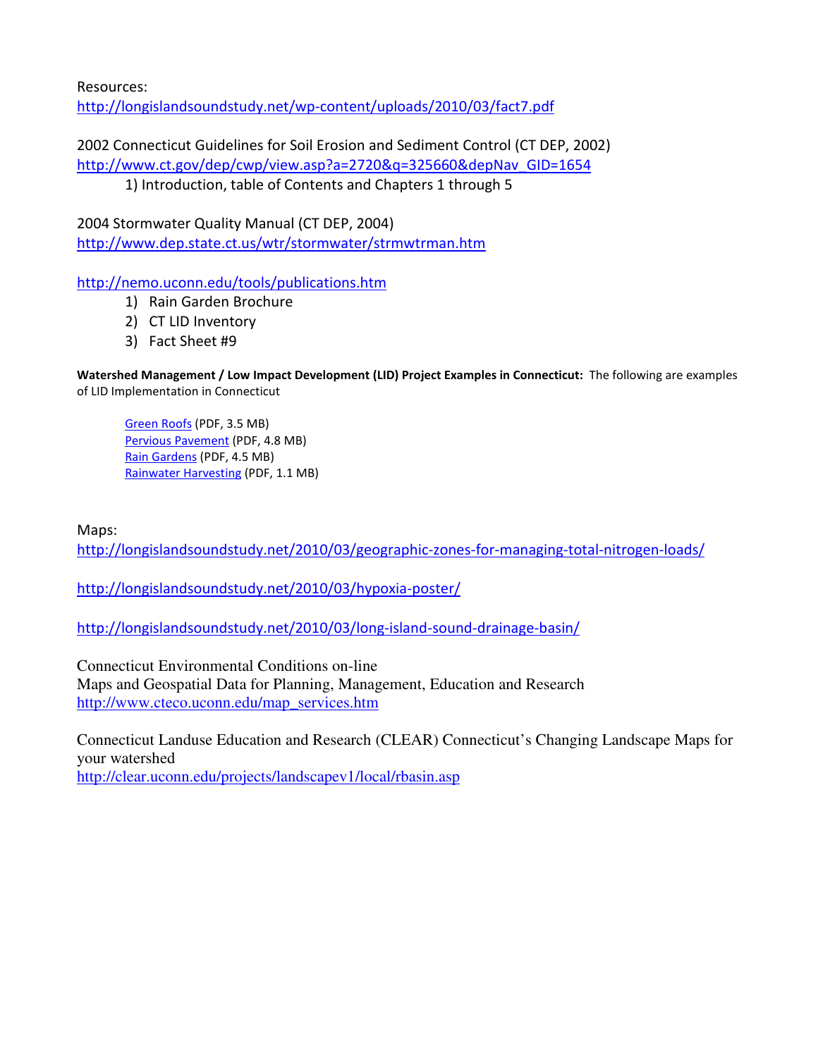Resources:
http://longislandsoundstudy.net/wp-content/uploads/2010/03/fact7.pdf

2002 Connecticut Guidelines for Soil Erosion and Sediment Control (CT DEP, 2002)
http://www.ct.gov/dep/cwp/view.asp?a=2720&q=325660&depNav_GID=1654

1) Introduction, table of Contents and Chapters 1 through 5

2004 Stormwater Quality Manual (CT DEP, 2004)
http://www.dep.state.ct.us/wtr/stormwater/strmwtrman.htm

http://nemo.uconn.edu/tools/publications.htm

1) Rain Garden Brochure
2) CT LID Inventory
3) Fact Sheet #9

**Watershed Management / Low Impact Development (LID) Project Examples in Connecticut:** The following are examples of LID Implementation in Connecticut

Green Roofs (PDF, 3.5 MB)
Pervious Pavement (PDF, 4.8 MB)
Rain Gardens (PDF, 4.5 MB)
Rainwater Harvesting (PDF, 1.1 MB)

Maps:
http://longislandsoundstudy.net/2010/03/geographic-zones-for-managing-total-nitrogen-loads/

http://longislandsoundstudy.net/2010/03/hypoxia-poster/

http://longislandsoundstudy.net/2010/03/long-island-sound-drainage-basin/

Connecticut Environmental Conditions on-line
Maps and Geospatial Data for Planning, Management, Education and Research
http://www.cteco.uconn.edu/map_services.htm

Connecticut Landuse Education and Research (CLEAR) Connecticut's Changing Landscape Maps for your watershed
http://clear.uconn.edu/projects/landscapev1/local/rbasin.asp